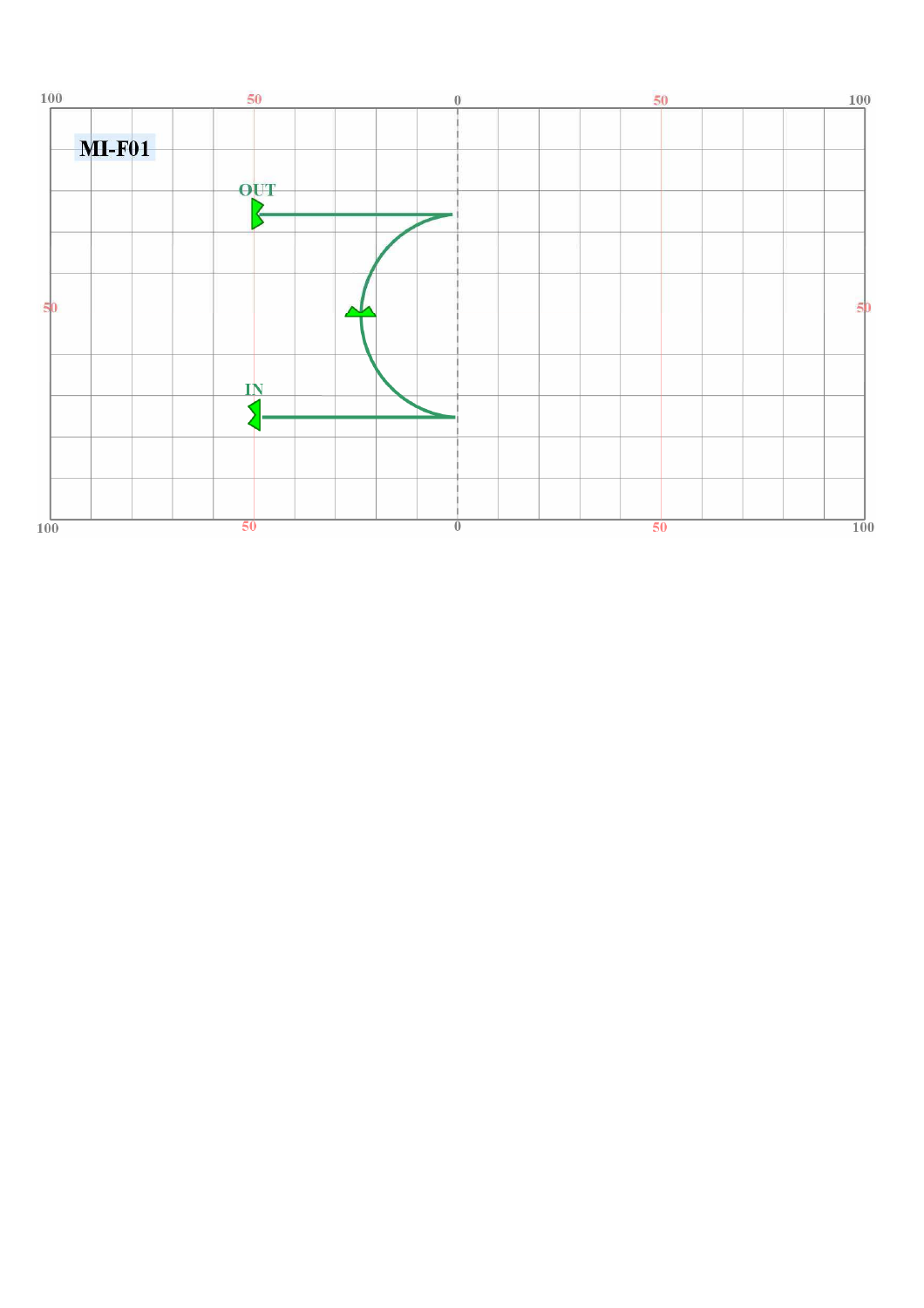**MI-F01**

OUT

IN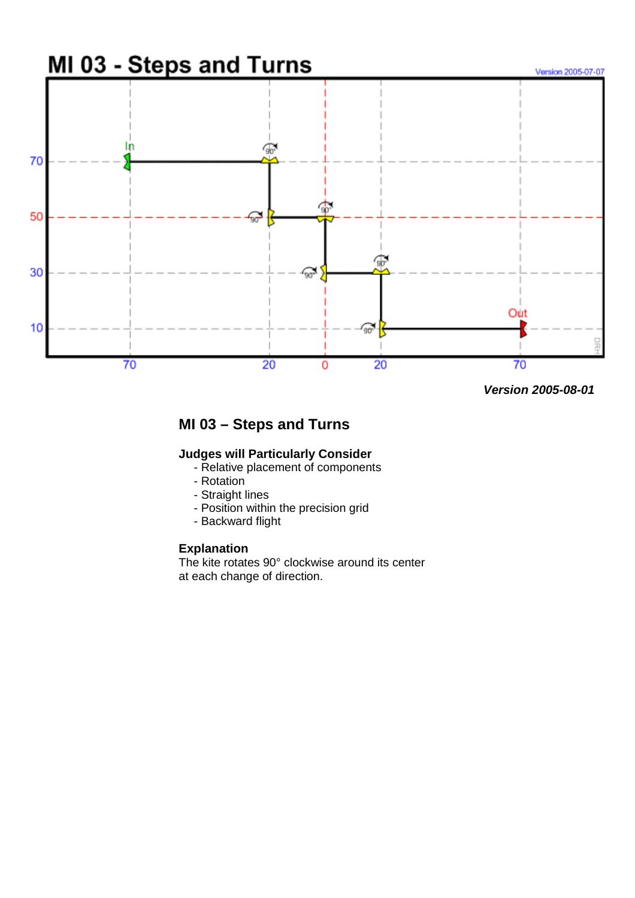# MI 03 - Steps and Turns

Version 2005-07-07

Version 2005-08-01

## MI 03 – Steps and Turns

**Judges will Particularly Consider**

- Relative placement of components
- Rotation
- Straight lines
- Position within the precision grid
- Backward flight

**Explanation**

The kite rotates 90° clockwise around its center at each change of direction.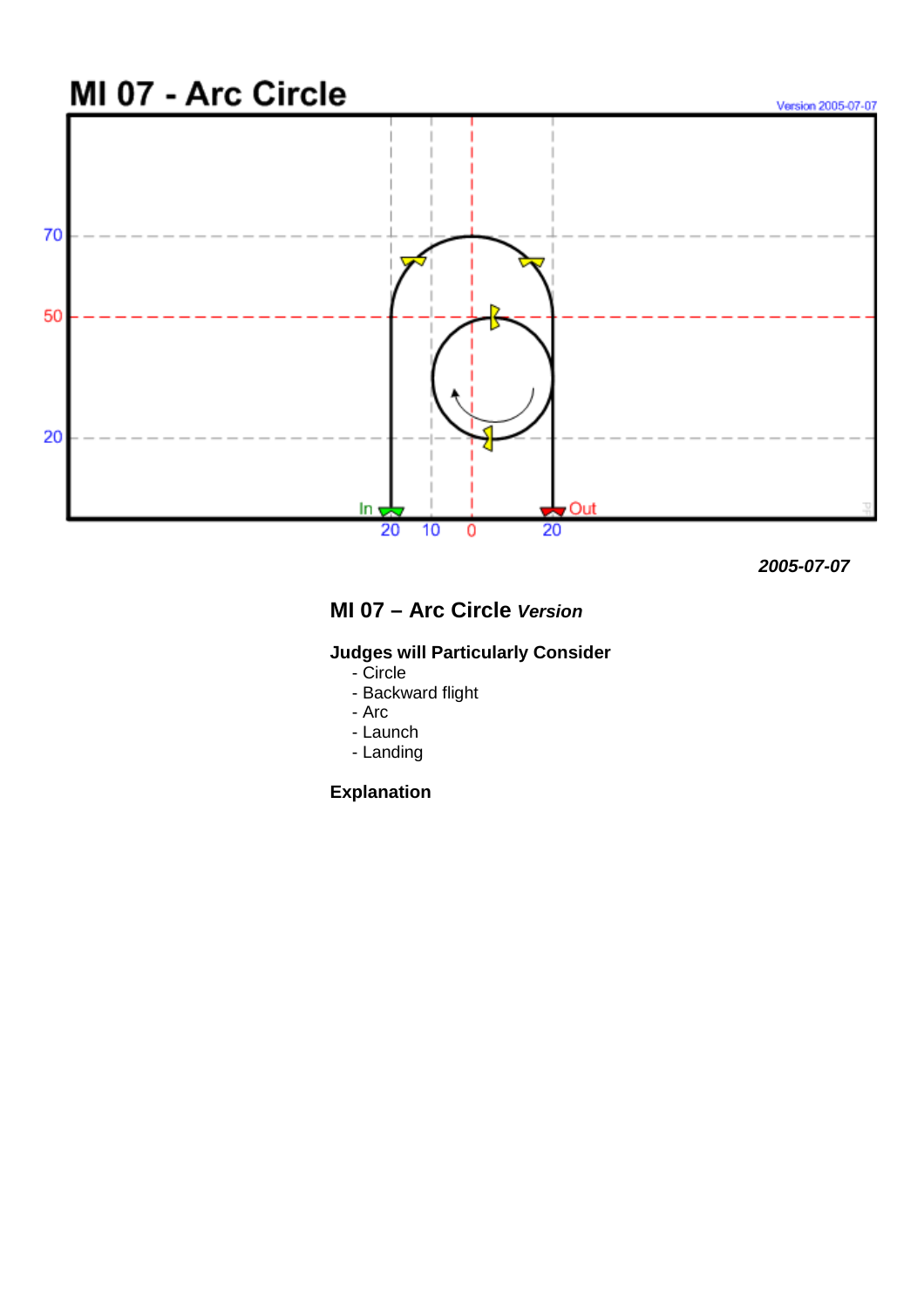# MI 07 - Arc Circle

Version 2005-07-07

70

50

20

In

Out

20 10 0 20

***2005-07-07***

## MI 07 – Arc Circle *Version*

**Judges will Particularly Consider**

- Circle
- Backward flight
- Arc
- Launch
- Landing

**Explanation**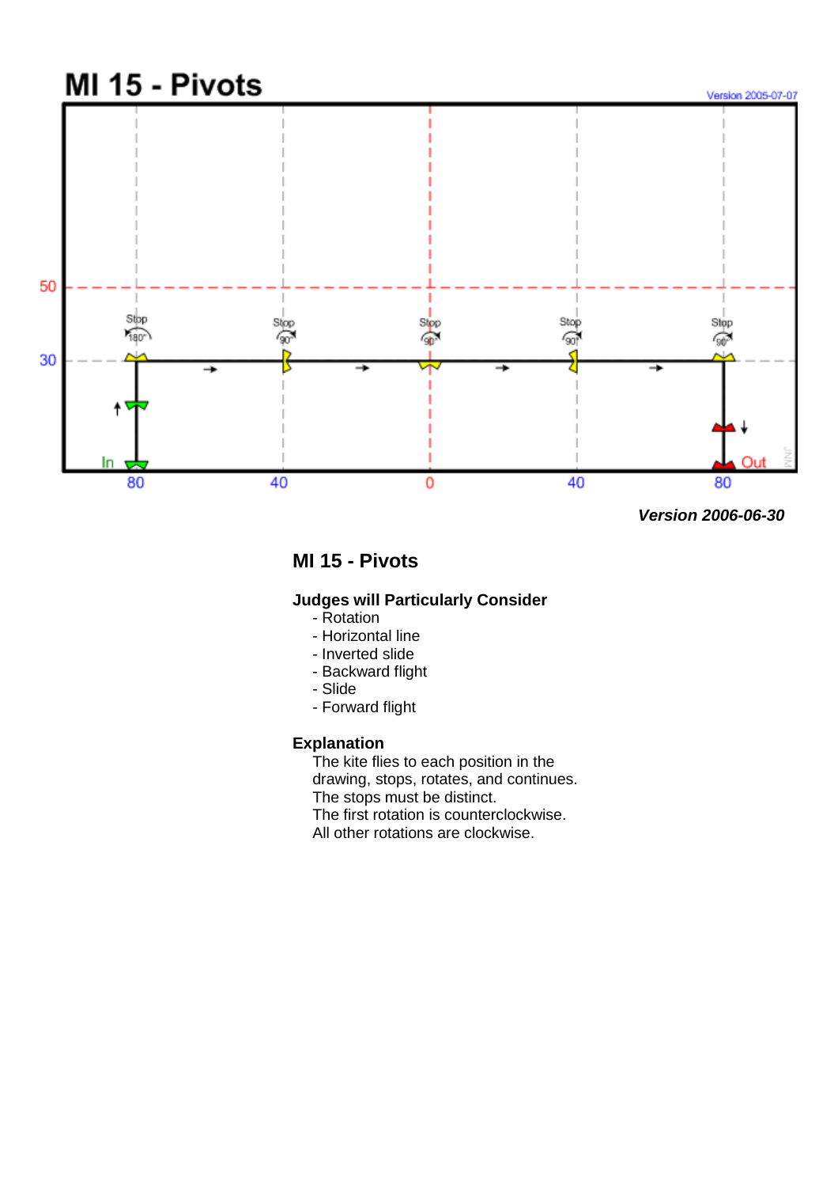# MI 15 - Pivots

Version 2005-07-07

*Version 2006-06-30*

## MI 15 - Pivots

### Judges will Particularly Consider

- Rotation
- Horizontal line
- Inverted slide
- Backward flight
- Slide
- Forward flight

### Explanation

The kite flies to each position in the drawing, stops, rotates, and continues.
The stops must be distinct.
The first rotation is counterclockwise.
All other rotations are clockwise.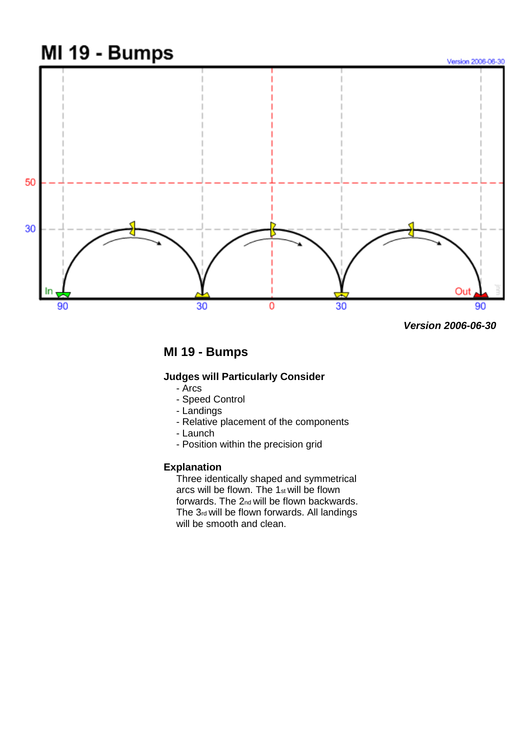# MI 19 - Bumps

*Version 2006-06-30*

## MI 19 - Bumps

### Judges will Particularly Consider

- Arcs
- Speed Control
- Landings
- Relative placement of the components
- Launch
- Position within the precision grid

### Explanation

Three identically shaped and symmetrical arcs will be flown. The 1st will be flown forwards. The 2nd will be flown backwards. The 3rd will be flown forwards. All landings will be smooth and clean.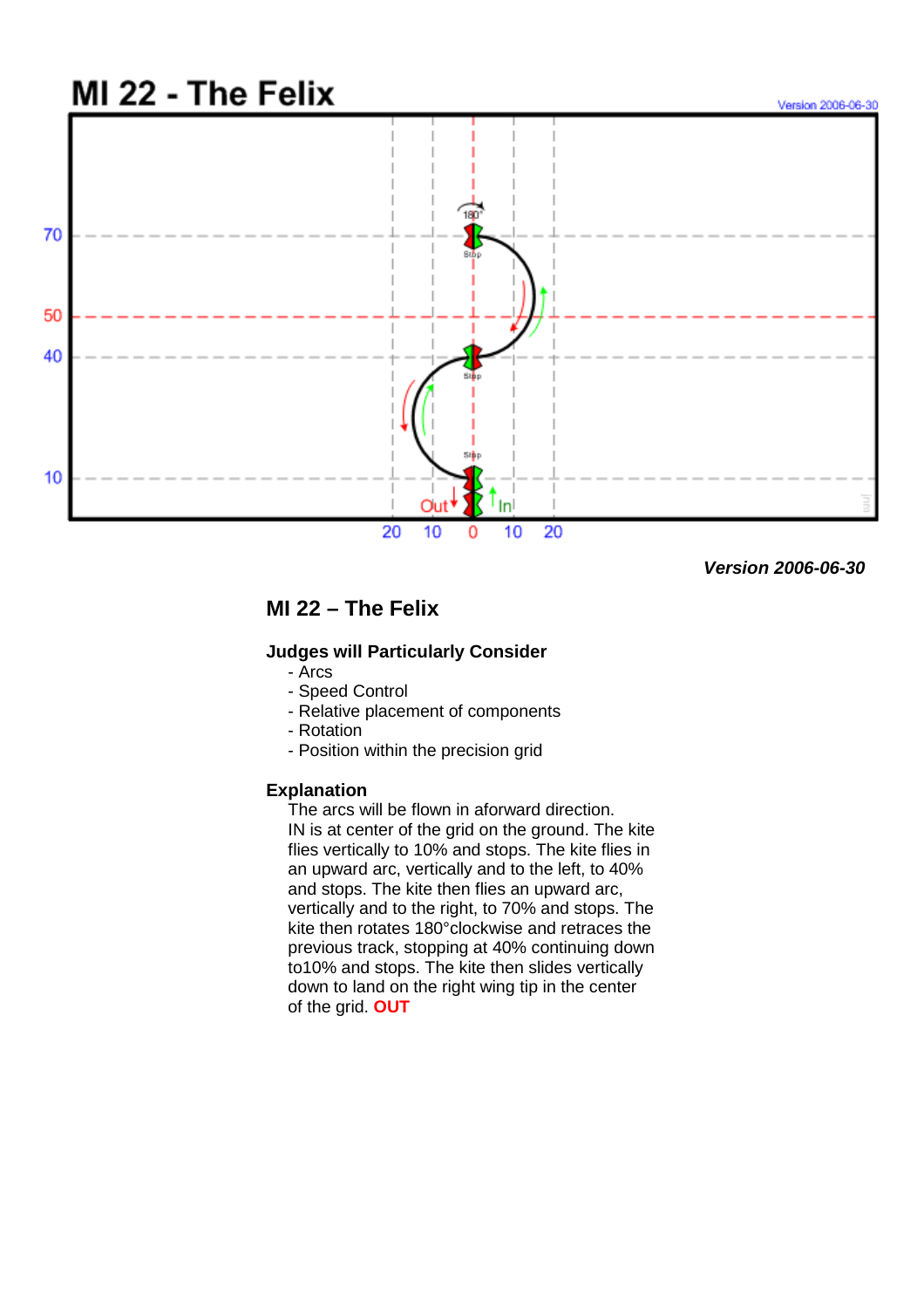# MI 22 - The Felix

Version 2006-06-30

70
50
40
10

180°
Stop
Stop
Stop
Out
In

20 10 0 10 20

***Version 2006-06-30***

## MI 22 – The Felix

### Judges will Particularly Consider

- Arcs
- Speed Control
- Relative placement of components
- Rotation
- Position within the precision grid

### Explanation

The arcs will be flown in aforward direction.
IN is at center of the grid on the ground. The kite flies vertically to 10% and stops. The kite flies in an upward arc, vertically and to the left, to 40% and stops. The kite then flies an upward arc, vertically and to the right, to 70% and stops. The kite then rotates 180°clockwise and retraces the previous track, stopping at 40% continuing down to10% and stops. The kite then slides vertically down to land on the right wing tip in the center of the grid. **OUT**